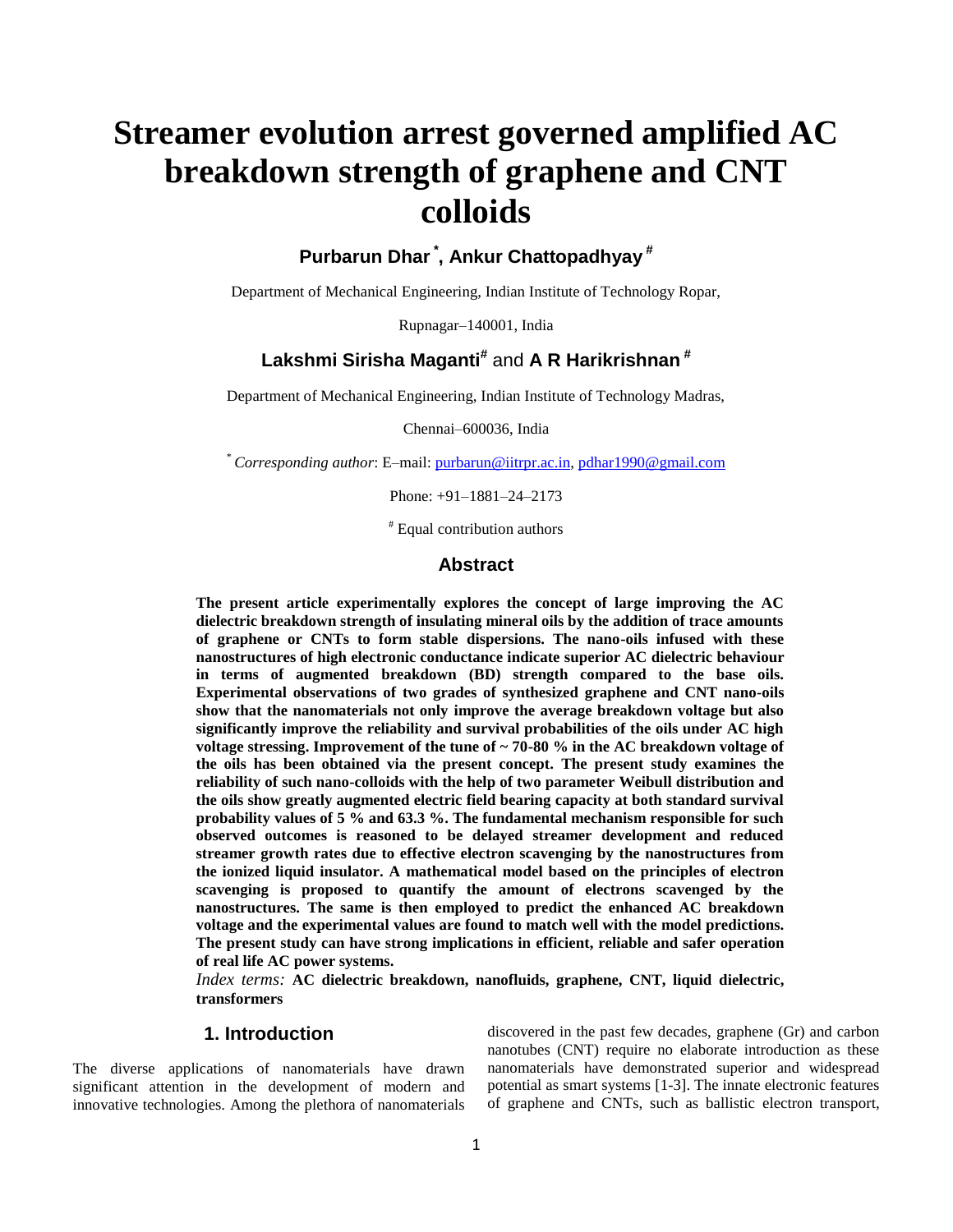# Streamer evolution arrest governed amplified AC breakdown strength of graphene and CNT colloids

**Purbarun Dhar [*], Ankur Chattopadhyay [#]**

Department of Mechanical Engineering, Indian Institute of Technology Ropar,

Rupnagar–140001, India

**Lakshmi Sirisha Maganti[#]** and **A R Harikrishnan [#]**

Department of Mechanical Engineering, Indian Institute of Technology Madras,

Chennai–600036, India

[*] *Corresponding author*: E–mail: purbarun@iitrpr.ac.in, pdhar1990@gmail.com

Phone: +91–1881–24–2173

[#] Equal contribution authors

## Abstract

**The present article experimentally explores the concept of large improving the AC dielectric breakdown strength of insulating mineral oils by the addition of trace amounts of graphene or CNTs to form stable dispersions. The nano-oils infused with these nanostructures of high electronic conductance indicate superior AC dielectric behaviour in terms of augmented breakdown (BD) strength compared to the base oils. Experimental observations of two grades of synthesized graphene and CNT nano-oils show that the nanomaterials not only improve the average breakdown voltage but also significantly improve the reliability and survival probabilities of the oils under AC high voltage stressing. Improvement of the tune of ~ 70-80 % in the AC breakdown voltage of the oils has been obtained via the present concept. The present study examines the reliability of such nano-colloids with the help of two parameter Weibull distribution and the oils show greatly augmented electric field bearing capacity at both standard survival probability values of 5 % and 63.3 %. The fundamental mechanism responsible for such observed outcomes is reasoned to be delayed streamer development and reduced streamer growth rates due to effective electron scavenging by the nanostructures from the ionized liquid insulator. A mathematical model based on the principles of electron scavenging is proposed to quantify the amount of electrons scavenged by the nanostructures. The same is then employed to predict the enhanced AC breakdown voltage and the experimental values are found to match well with the model predictions. The present study can have strong implications in efficient, reliable and safer operation of real life AC power systems.**

*Index terms:* **AC dielectric breakdown, nanofluids, graphene, CNT, liquid dielectric, transformers**

## 1. Introduction

The diverse applications of nanomaterials have drawn significant attention in the development of modern and innovative technologies. Among the plethora of nanomaterials discovered in the past few decades, graphene (Gr) and carbon nanotubes (CNT) require no elaborate introduction as these nanomaterials have demonstrated superior and widespread potential as smart systems [1-3]. The innate electronic features of graphene and CNTs, such as ballistic electron transport,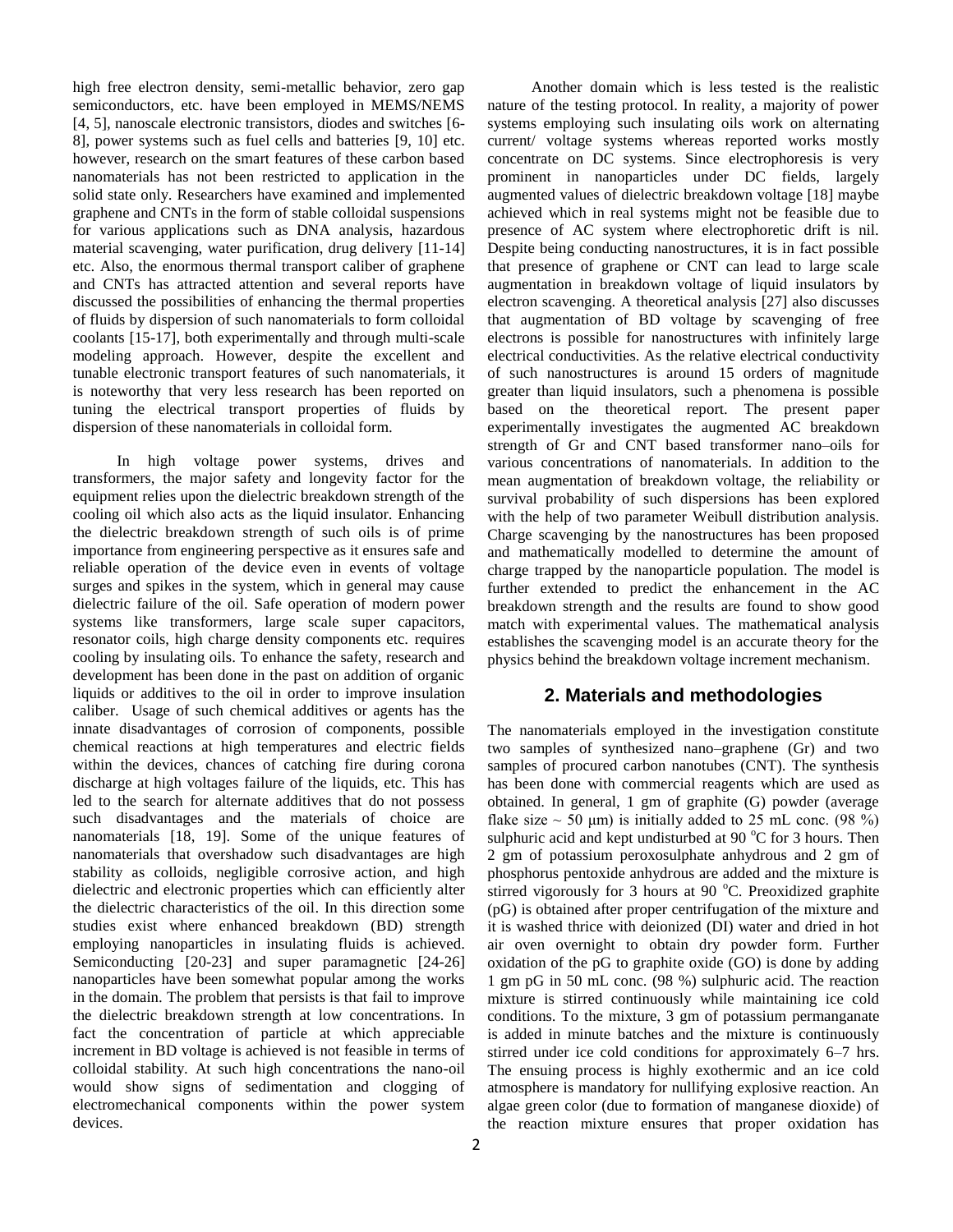high free electron density, semi-metallic behavior, zero gap semiconductors, etc. have been employed in MEMS/NEMS [4, 5], nanoscale electronic transistors, diodes and switches [6-8], power systems such as fuel cells and batteries [9, 10] etc. however, research on the smart features of these carbon based nanomaterials has not been restricted to application in the solid state only. Researchers have examined and implemented graphene and CNTs in the form of stable colloidal suspensions for various applications such as DNA analysis, hazardous material scavenging, water purification, drug delivery [11-14] etc. Also, the enormous thermal transport caliber of graphene and CNTs has attracted attention and several reports have discussed the possibilities of enhancing the thermal properties of fluids by dispersion of such nanomaterials to form colloidal coolants [15-17], both experimentally and through multi-scale modeling approach. However, despite the excellent and tunable electronic transport features of such nanomaterials, it is noteworthy that very less research has been reported on tuning the electrical transport properties of fluids by dispersion of these nanomaterials in colloidal form.

In high voltage power systems, drives and transformers, the major safety and longevity factor for the equipment relies upon the dielectric breakdown strength of the cooling oil which also acts as the liquid insulator. Enhancing the dielectric breakdown strength of such oils is of prime importance from engineering perspective as it ensures safe and reliable operation of the device even in events of voltage surges and spikes in the system, which in general may cause dielectric failure of the oil. Safe operation of modern power systems like transformers, large scale super capacitors, resonator coils, high charge density components etc. requires cooling by insulating oils. To enhance the safety, research and development has been done in the past on addition of organic liquids or additives to the oil in order to improve insulation caliber. Usage of such chemical additives or agents has the innate disadvantages of corrosion of components, possible chemical reactions at high temperatures and electric fields within the devices, chances of catching fire during corona discharge at high voltages failure of the liquids, etc. This has led to the search for alternate additives that do not possess such disadvantages and the materials of choice are nanomaterials [18, 19]. Some of the unique features of nanomaterials that overshadow such disadvantages are high stability as colloids, negligible corrosive action, and high dielectric and electronic properties which can efficiently alter the dielectric characteristics of the oil. In this direction some studies exist where enhanced breakdown (BD) strength employing nanoparticles in insulating fluids is achieved. Semiconducting [20-23] and super paramagnetic [24-26] nanoparticles have been somewhat popular among the works in the domain. The problem that persists is that fail to improve the dielectric breakdown strength at low concentrations. In fact the concentration of particle at which appreciable increment in BD voltage is achieved is not feasible in terms of colloidal stability. At such high concentrations the nano-oil would show signs of sedimentation and clogging of electromechanical components within the power system devices.

Another domain which is less tested is the realistic nature of the testing protocol. In reality, a majority of power systems employing such insulating oils work on alternating current/ voltage systems whereas reported works mostly concentrate on DC systems. Since electrophoresis is very prominent in nanoparticles under DC fields, largely augmented values of dielectric breakdown voltage [18] maybe achieved which in real systems might not be feasible due to presence of AC system where electrophoretic drift is nil. Despite being conducting nanostructures, it is in fact possible that presence of graphene or CNT can lead to large scale augmentation in breakdown voltage of liquid insulators by electron scavenging. A theoretical analysis [27] also discusses that augmentation of BD voltage by scavenging of free electrons is possible for nanostructures with infinitely large electrical conductivities. As the relative electrical conductivity of such nanostructures is around 15 orders of magnitude greater than liquid insulators, such a phenomena is possible based on the theoretical report. The present paper experimentally investigates the augmented AC breakdown strength of Gr and CNT based transformer nano–oils for various concentrations of nanomaterials. In addition to the mean augmentation of breakdown voltage, the reliability or survival probability of such dispersions has been explored with the help of two parameter Weibull distribution analysis. Charge scavenging by the nanostructures has been proposed and mathematically modelled to determine the amount of charge trapped by the nanoparticle population. The model is further extended to predict the enhancement in the AC breakdown strength and the results are found to show good match with experimental values. The mathematical analysis establishes the scavenging model is an accurate theory for the physics behind the breakdown voltage increment mechanism.

## 2. Materials and methodologies

The nanomaterials employed in the investigation constitute two samples of synthesized nano–graphene (Gr) and two samples of procured carbon nanotubes (CNT). The synthesis has been done with commercial reagents which are used as obtained. In general, 1 gm of graphite (G) powder (average flake size ~ 50 μm) is initially added to 25 mL conc. (98 %) sulphuric acid and kept undisturbed at 90 °C for 3 hours. Then 2 gm of potassium peroxosulphate anhydrous and 2 gm of phosphorus pentoxide anhydrous are added and the mixture is stirred vigorously for 3 hours at 90 °C. Preoxidized graphite (pG) is obtained after proper centrifugation of the mixture and it is washed thrice with deionized (DI) water and dried in hot air oven overnight to obtain dry powder form. Further oxidation of the pG to graphite oxide (GO) is done by adding 1 gm pG in 50 mL conc. (98 %) sulphuric acid. The reaction mixture is stirred continuously while maintaining ice cold conditions. To the mixture, 3 gm of potassium permanganate is added in minute batches and the mixture is continuously stirred under ice cold conditions for approximately 6–7 hrs. The ensuing process is highly exothermic and an ice cold atmosphere is mandatory for nullifying explosive reaction. An algae green color (due to formation of manganese dioxide) of the reaction mixture ensures that proper oxidation has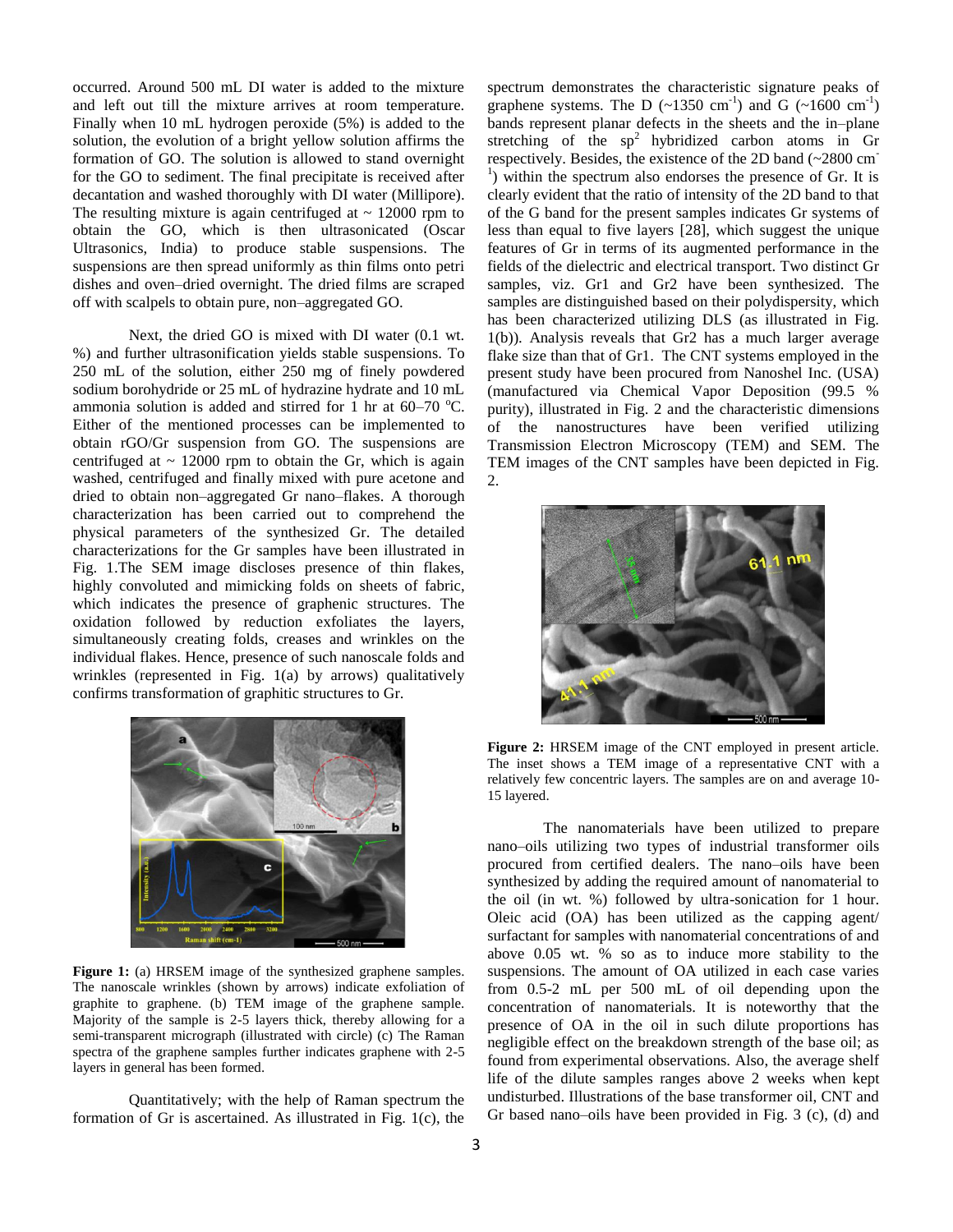occurred. Around 500 mL DI water is added to the mixture and left out till the mixture arrives at room temperature. Finally when 10 mL hydrogen peroxide (5%) is added to the solution, the evolution of a bright yellow solution affirms the formation of GO. The solution is allowed to stand overnight for the GO to sediment. The final precipitate is received after decantation and washed thoroughly with DI water (Millipore). The resulting mixture is again centrifuged at ~ 12000 rpm to obtain the GO, which is then ultrasonicated (Oscar Ultrasonics, India) to produce stable suspensions. The suspensions are then spread uniformly as thin films onto petri dishes and oven–dried overnight. The dried films are scraped off with scalpels to obtain pure, non–aggregated GO.

Next, the dried GO is mixed with DI water (0.1 wt. %) and further ultrasonification yields stable suspensions. To 250 mL of the solution, either 250 mg of finely powdered sodium borohydride or 25 mL of hydrazine hydrate and 10 mL ammonia solution is added and stirred for 1 hr at 60–70 $^{o}$C. Either of the mentioned processes can be implemented to obtain rGO/Gr suspension from GO. The suspensions are centrifuged at ~ 12000 rpm to obtain the Gr, which is again washed, centrifuged and finally mixed with pure acetone and dried to obtain non–aggregated Gr nano–flakes. A thorough characterization has been carried out to comprehend the physical parameters of the synthesized Gr. The detailed characterizations for the Gr samples have been illustrated in Fig. 1.The SEM image discloses presence of thin flakes, highly convoluted and mimicking folds on sheets of fabric, which indicates the presence of graphenic structures. The oxidation followed by reduction exfoliates the layers, simultaneously creating folds, creases and wrinkles on the individual flakes. Hence, presence of such nanoscale folds and wrinkles (represented in Fig. 1(a) by arrows) qualitatively confirms transformation of graphitic structures to Gr.

**Figure 1:** (a) HRSEM image of the synthesized graphene samples. The nanoscale wrinkles (shown by arrows) indicate exfoliation of graphite to graphene. (b) TEM image of the graphene sample. Majority of the sample is 2-5 layers thick, thereby allowing for a semi-transparent micrograph (illustrated with circle) (c) The Raman spectra of the graphene samples further indicates graphene with 2-5 layers in general has been formed.

Quantitatively; with the help of Raman spectrum the formation of Gr is ascertained. As illustrated in Fig. 1(c), the spectrum demonstrates the characteristic signature peaks of graphene systems. The D (~1350 cm$^{-1}$) and G (~1600 cm$^{-1}$) bands represent planar defects in the sheets and the in–plane stretching of the sp$^{2}$ hybridized carbon atoms in Gr respectively. Besides, the existence of the 2D band (~2800 cm$^{-1}$) within the spectrum also endorses the presence of Gr. It is clearly evident that the ratio of intensity of the 2D band to that of the G band for the present samples indicates Gr systems of less than equal to five layers [28], which suggest the unique features of Gr in terms of its augmented performance in the fields of the dielectric and electrical transport. Two distinct Gr samples, viz. Gr1 and Gr2 have been synthesized. The samples are distinguished based on their polydispersity, which has been characterized utilizing DLS (as illustrated in Fig. 1(b)). Analysis reveals that Gr2 has a much larger average flake size than that of Gr1. The CNT systems employed in the present study have been procured from Nanoshel Inc. (USA) (manufactured via Chemical Vapor Deposition (99.5 % purity), illustrated in Fig. 2 and the characteristic dimensions of the nanostructures have been verified utilizing Transmission Electron Microscopy (TEM) and SEM. The TEM images of the CNT samples have been depicted in Fig. 2.

**Figure 2:** HRSEM image of the CNT employed in present article. The inset shows a TEM image of a representative CNT with a relatively few concentric layers. The samples are on and average 10-15 layered.

The nanomaterials have been utilized to prepare nano–oils utilizing two types of industrial transformer oils procured from certified dealers. The nano–oils have been synthesized by adding the required amount of nanomaterial to the oil (in wt. %) followed by ultra-sonication for 1 hour. Oleic acid (OA) has been utilized as the capping agent/ surfactant for samples with nanomaterial concentrations of and above 0.05 wt. % so as to induce more stability to the suspensions. The amount of OA utilized in each case varies from 0.5-2 mL per 500 mL of oil depending upon the concentration of nanomaterials. It is noteworthy that the presence of OA in the oil in such dilute proportions has negligible effect on the breakdown strength of the base oil; as found from experimental observations. Also, the average shelf life of the dilute samples ranges above 2 weeks when kept undisturbed. Illustrations of the base transformer oil, CNT and Gr based nano–oils have been provided in Fig. 3 (c), (d) and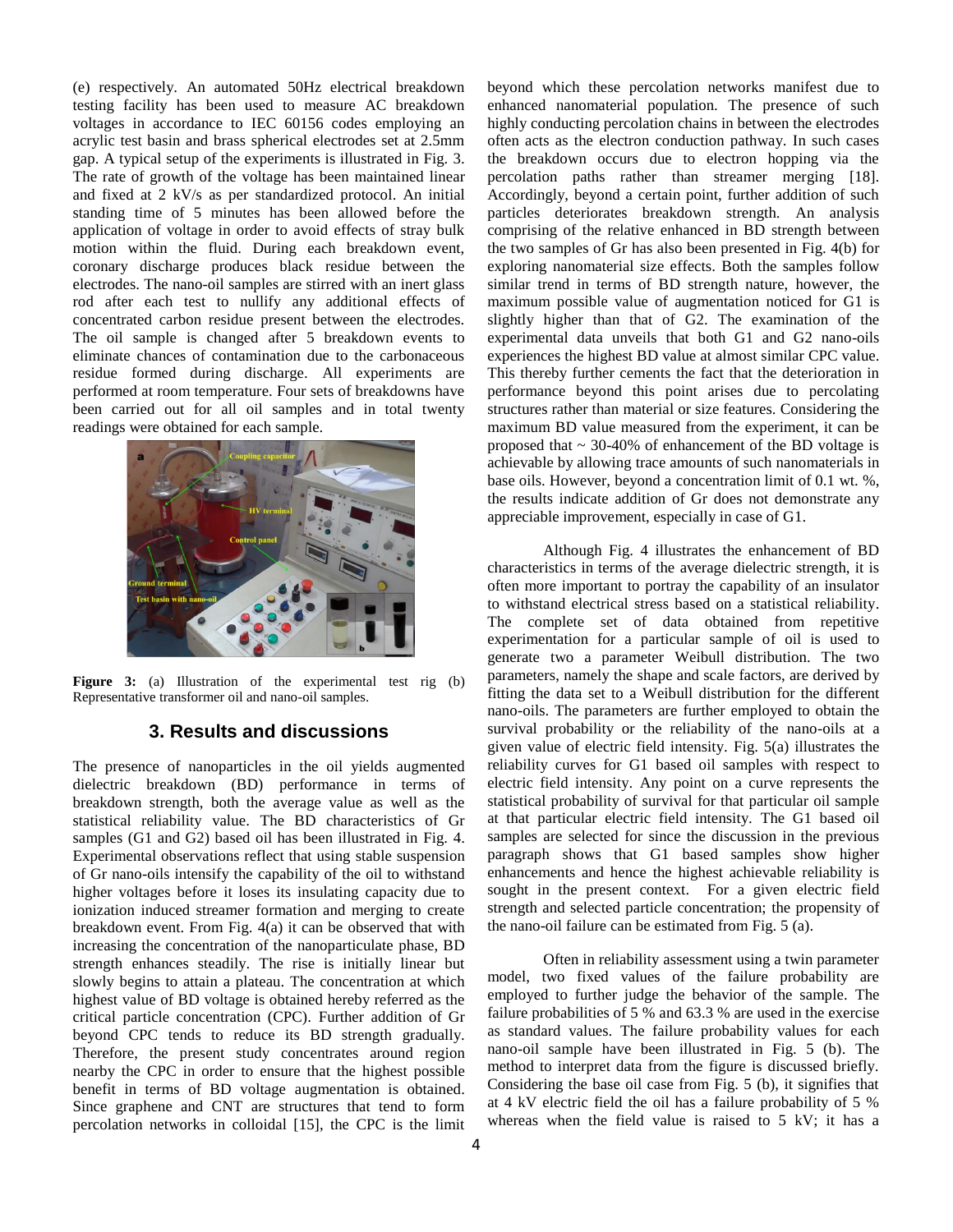(e) respectively. An automated 50Hz electrical breakdown testing facility has been used to measure AC breakdown voltages in accordance to IEC 60156 codes employing an acrylic test basin and brass spherical electrodes set at 2.5mm gap. A typical setup of the experiments is illustrated in Fig. 3. The rate of growth of the voltage has been maintained linear and fixed at 2 kV/s as per standardized protocol. An initial standing time of 5 minutes has been allowed before the application of voltage in order to avoid effects of stray bulk motion within the fluid. During each breakdown event, coronary discharge produces black residue between the electrodes. The nano-oil samples are stirred with an inert glass rod after each test to nullify any additional effects of concentrated carbon residue present between the electrodes. The oil sample is changed after 5 breakdown events to eliminate chances of contamination due to the carbonaceous residue formed during discharge. All experiments are performed at room temperature. Four sets of breakdowns have been carried out for all oil samples and in total twenty readings were obtained for each sample.

**Figure 3:** (a) Illustration of the experimental test rig (b) Representative transformer oil and nano-oil samples.

## 3. Results and discussions

The presence of nanoparticles in the oil yields augmented dielectric breakdown (BD) performance in terms of breakdown strength, both the average value as well as the statistical reliability value. The BD characteristics of Gr samples (G1 and G2) based oil has been illustrated in Fig. 4. Experimental observations reflect that using stable suspension of Gr nano-oils intensify the capability of the oil to withstand higher voltages before it loses its insulating capacity due to ionization induced streamer formation and merging to create breakdown event. From Fig. 4(a) it can be observed that with increasing the concentration of the nanoparticulate phase, BD strength enhances steadily. The rise is initially linear but slowly begins to attain a plateau. The concentration at which highest value of BD voltage is obtained hereby referred as the critical particle concentration (CPC). Further addition of Gr beyond CPC tends to reduce its BD strength gradually. Therefore, the present study concentrates around region nearby the CPC in order to ensure that the highest possible benefit in terms of BD voltage augmentation is obtained. Since graphene and CNT are structures that tend to form percolation networks in colloidal [15], the CPC is the limit beyond which these percolation networks manifest due to enhanced nanomaterial population. The presence of such highly conducting percolation chains in between the electrodes often acts as the electron conduction pathway. In such cases the breakdown occurs due to electron hopping via the percolation paths rather than streamer merging [18]. Accordingly, beyond a certain point, further addition of such particles deteriorates breakdown strength. An analysis comprising of the relative enhanced in BD strength between the two samples of Gr has also been presented in Fig. 4(b) for exploring nanomaterial size effects. Both the samples follow similar trend in terms of BD strength nature, however, the maximum possible value of augmentation noticed for G1 is slightly higher than that of G2. The examination of the experimental data unveils that both G1 and G2 nano-oils experiences the highest BD value at almost similar CPC value. This thereby further cements the fact that the deterioration in performance beyond this point arises due to percolating structures rather than material or size features. Considering the maximum BD value measured from the experiment, it can be proposed that ~ 30-40% of enhancement of the BD voltage is achievable by allowing trace amounts of such nanomaterials in base oils. However, beyond a concentration limit of 0.1 wt. %, the results indicate addition of Gr does not demonstrate any appreciable improvement, especially in case of G1.

Although Fig. 4 illustrates the enhancement of BD characteristics in terms of the average dielectric strength, it is often more important to portray the capability of an insulator to withstand electrical stress based on a statistical reliability. The complete set of data obtained from repetitive experimentation for a particular sample of oil is used to generate two a parameter Weibull distribution. The two parameters, namely the shape and scale factors, are derived by fitting the data set to a Weibull distribution for the different nano-oils. The parameters are further employed to obtain the survival probability or the reliability of the nano-oils at a given value of electric field intensity. Fig. 5(a) illustrates the reliability curves for G1 based oil samples with respect to electric field intensity. Any point on a curve represents the statistical probability of survival for that particular oil sample at that particular electric field intensity. The G1 based oil samples are selected for since the discussion in the previous paragraph shows that G1 based samples show higher enhancements and hence the highest achievable reliability is sought in the present context. For a given electric field strength and selected particle concentration; the propensity of the nano-oil failure can be estimated from Fig. 5 (a).

Often in reliability assessment using a twin parameter model, two fixed values of the failure probability are employed to further judge the behavior of the sample. The failure probabilities of 5 % and 63.3 % are used in the exercise as standard values. The failure probability values for each nano-oil sample have been illustrated in Fig. 5 (b). The method to interpret data from the figure is discussed briefly. Considering the base oil case from Fig. 5 (b), it signifies that at 4 kV electric field the oil has a failure probability of 5 % whereas when the field value is raised to 5 kV; it has a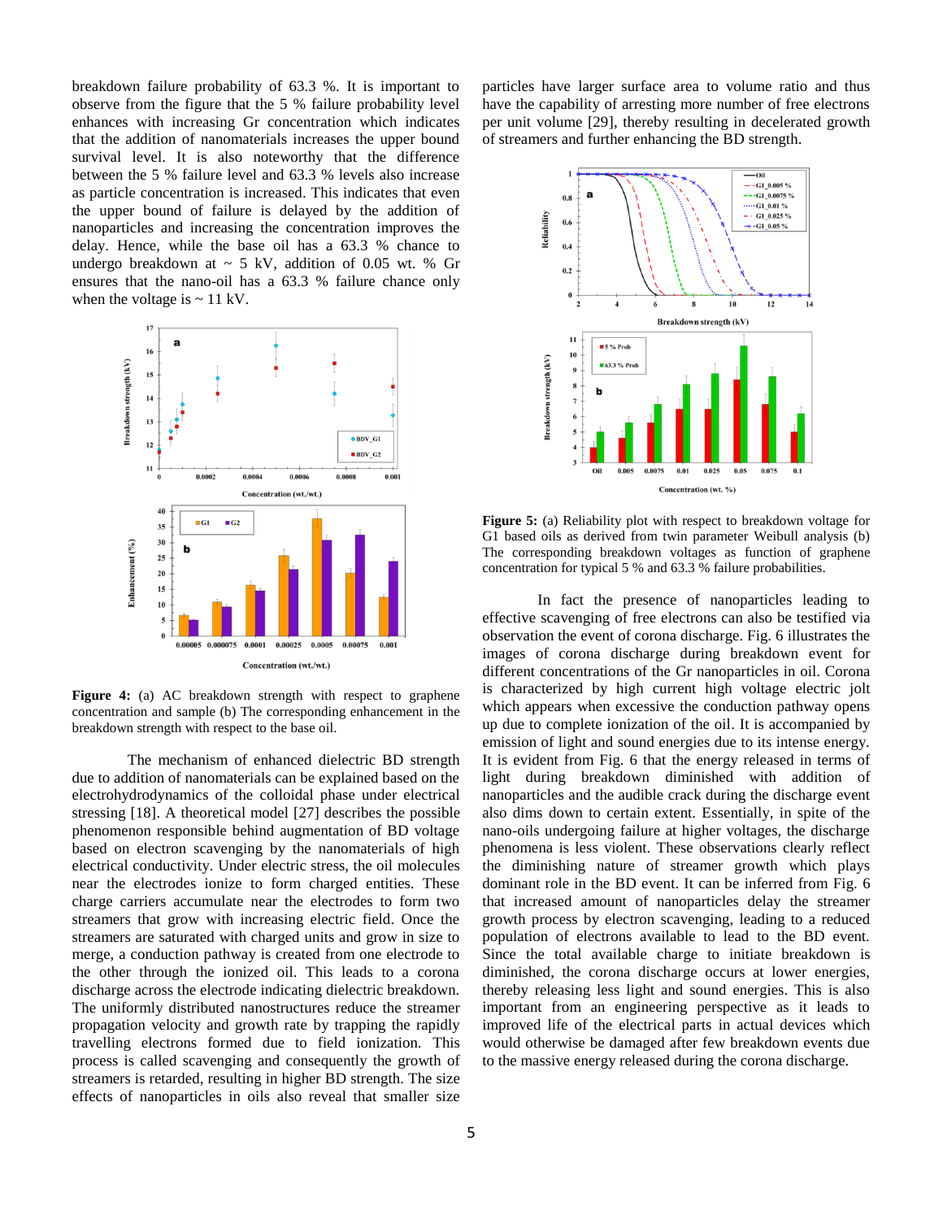breakdown failure probability of 63.3 %. It is important to observe from the figure that the 5 % failure probability level enhances with increasing Gr concentration which indicates that the addition of nanomaterials increases the upper bound survival level. It is also noteworthy that the difference between the 5 % failure level and 63.3 % levels also increase as particle concentration is increased. This indicates that even the upper bound of failure is delayed by the addition of nanoparticles and increasing the concentration improves the delay. Hence, while the base oil has a 63.3 % chance to undergo breakdown at ~ 5 kV, addition of 0.05 wt. % Gr ensures that the nano-oil has a 63.3 % failure chance only when the voltage is ~ 11 kV.

**Figure 4:** (a) AC breakdown strength with respect to graphene concentration and sample (b) The corresponding enhancement in the breakdown strength with respect to the base oil.

The mechanism of enhanced dielectric BD strength due to addition of nanomaterials can be explained based on the electrohydrodynamics of the colloidal phase under electrical stressing [18]. A theoretical model [27] describes the possible phenomenon responsible behind augmentation of BD voltage based on electron scavenging by the nanomaterials of high electrical conductivity. Under electric stress, the oil molecules near the electrodes ionize to form charged entities. These charge carriers accumulate near the electrodes to form two streamers that grow with increasing electric field. Once the streamers are saturated with charged units and grow in size to merge, a conduction pathway is created from one electrode to the other through the ionized oil. This leads to a corona discharge across the electrode indicating dielectric breakdown. The uniformly distributed nanostructures reduce the streamer propagation velocity and growth rate by trapping the rapidly travelling electrons formed due to field ionization. This process is called scavenging and consequently the growth of streamers is retarded, resulting in higher BD strength. The size effects of nanoparticles in oils also reveal that smaller size particles have larger surface area to volume ratio and thus have the capability of arresting more number of free electrons per unit volume [29], thereby resulting in decelerated growth of streamers and further enhancing the BD strength.

**Figure 5:** (a) Reliability plot with respect to breakdown voltage for G1 based oils as derived from twin parameter Weibull analysis (b) The corresponding breakdown voltages as function of graphene concentration for typical 5 % and 63.3 % failure probabilities.

In fact the presence of nanoparticles leading to effective scavenging of free electrons can also be testified via observation the event of corona discharge. Fig. 6 illustrates the images of corona discharge during breakdown event for different concentrations of the Gr nanoparticles in oil. Corona is characterized by high current high voltage electric jolt which appears when excessive the conduction pathway opens up due to complete ionization of the oil. It is accompanied by emission of light and sound energies due to its intense energy. It is evident from Fig. 6 that the energy released in terms of light during breakdown diminished with addition of nanoparticles and the audible crack during the discharge event also dims down to certain extent. Essentially, in spite of the nano-oils undergoing failure at higher voltages, the discharge phenomena is less violent. These observations clearly reflect the diminishing nature of streamer growth which plays dominant role in the BD event. It can be inferred from Fig. 6 that increased amount of nanoparticles delay the streamer growth process by electron scavenging, leading to a reduced population of electrons available to lead to the BD event. Since the total available charge to initiate breakdown is diminished, the corona discharge occurs at lower energies, thereby releasing less light and sound energies. This is also important from an engineering perspective as it leads to improved life of the electrical parts in actual devices which would otherwise be damaged after few breakdown events due to the massive energy released during the corona discharge.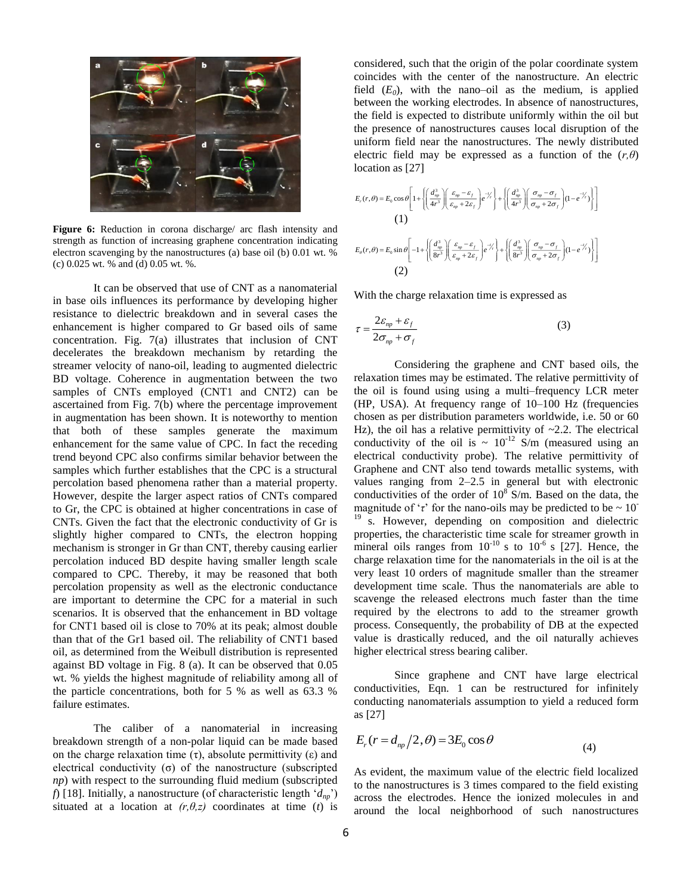**Figure 6:** Reduction in corona discharge/ arc flash intensity and strength as function of increasing graphene concentration indicating electron scavenging by the nanostructures (a) base oil (b) 0.01 wt. % (c) 0.025 wt. % and (d) 0.05 wt. %.

It can be observed that use of CNT as a nanomaterial in base oils influences its performance by developing higher resistance to dielectric breakdown and in several cases the enhancement is higher compared to Gr based oils of same concentration. Fig. 7(a) illustrates that inclusion of CNT decelerates the breakdown mechanism by retarding the streamer velocity of nano-oil, leading to augmented dielectric BD voltage. Coherence in augmentation between the two samples of CNTs employed (CNT1 and CNT2) can be ascertained from Fig. 7(b) where the percentage improvement in augmentation has been shown. It is noteworthy to mention that both of these samples generate the maximum enhancement for the same value of CPC. In fact the receding trend beyond CPC also confirms similar behavior between the samples which further establishes that the CPC is a structural percolation based phenomena rather than a material property. However, despite the larger aspect ratios of CNTs compared to Gr, the CPC is obtained at higher concentrations in case of CNTs. Given the fact that the electronic conductivity of Gr is slightly higher compared to CNTs, the electron hopping mechanism is stronger in Gr than CNT, thereby causing earlier percolation induced BD despite having smaller length scale compared to CPC. Thereby, it may be reasoned that both percolation propensity as well as the electronic conductance are important to determine the CPC for a material in such scenarios. It is observed that the enhancement in BD voltage for CNT1 based oil is close to 70% at its peak; almost double than that of the Gr1 based oil. The reliability of CNT1 based oil, as determined from the Weibull distribution is represented against BD voltage in Fig. 8 (a). It can be observed that 0.05 wt. % yields the highest magnitude of reliability among all of the particle concentrations, both for 5 % as well as 63.3 % failure estimates.

The caliber of a nanomaterial in increasing breakdown strength of a non-polar liquid can be made based on the charge relaxation time ($\tau$), absolute permittivity ($\varepsilon$) and electrical conductivity ($\sigma$) of the nanostructure (subscripted *np*) with respect to the surrounding fluid medium (subscripted *f*) [18]. Initially, a nanostructure (of characteristic length '$d_{np}$') situated at a location at $(r,\theta,z)$ coordinates at time ($t$) is considered, such that the origin of the polar coordinate system coincides with the center of the nanostructure. An electric field ($E_0$), with the nano–oil as the medium, is applied between the working electrodes. In absence of nanostructures, the field is expected to distribute uniformly within the oil but the presence of nanostructures causes local disruption of the uniform field near the nanostructures. The newly distributed electric field may be expressed as a function of the $(r,\theta)$ location as [27]

$$E_r(r,\theta) = E_0\cos\theta\left[1+\left\{\left(\frac{d_{np}^3}{4r^3}\right)\left(\frac{\varepsilon_{np}-\varepsilon_f}{\varepsilon_{np}+2\varepsilon_f}\right)e^{-t/\tau}\right\}+\left\{\left(\frac{d_{np}^3}{4r^3}\right)\left(\frac{\sigma_{np}-\sigma_f}{\sigma_{np}+2\sigma_f}\right)(1-e^{-t/\tau})\right\}\right] \tag{1}$$

$$E_\theta(r,\theta) = E_0\sin\theta\left[-1+\left\{\left(\frac{d_{np}^3}{8r^3}\right)\left(\frac{\varepsilon_{np}-\varepsilon_f}{\varepsilon_{np}+2\varepsilon_f}\right)e^{-t/\tau}\right\}+\left\{\left(\frac{d_{np}^3}{8r^3}\right)\left(\frac{\sigma_{np}-\sigma_f}{\sigma_{np}+2\sigma_f}\right)(1-e^{-t/\tau})\right\}\right] \tag{2}$$

With the charge relaxation time is expressed as

$$\tau = \frac{2\varepsilon_{np}+\varepsilon_f}{2\sigma_{np}+\sigma_f} \tag{3}$$

Considering the graphene and CNT based oils, the relaxation times may be estimated. The relative permittivity of the oil is found using using a multi–frequency LCR meter (HP, USA). At frequency range of 10–100 Hz (frequencies chosen as per distribution parameters worldwide, i.e. 50 or 60 Hz), the oil has a relative permittivity of ~2.2. The electrical conductivity of the oil is ~ $10^{-12}$ S/m (measured using an electrical conductivity probe). The relative permittivity of Graphene and CNT also tend towards metallic systems, with values ranging from 2–2.5 in general but with electronic conductivities of the order of $10^{8}$ S/m. Based on the data, the magnitude of '$\tau$' for the nano-oils may be predicted to be ~ $10^{-19}$ s. However, depending on composition and dielectric properties, the characteristic time scale for streamer growth in mineral oils ranges from $10^{-10}$ s to $10^{-6}$ s [27]. Hence, the charge relaxation time for the nanomaterials in the oil is at the very least 10 orders of magnitude smaller than the streamer development time scale. Thus the nanomaterials are able to scavenge the released electrons much faster than the time required by the electrons to add to the streamer growth process. Consequently, the probability of DB at the expected value is drastically reduced, and the oil naturally achieves higher electrical stress bearing caliber.

Since graphene and CNT have large electrical conductivities, Eqn. 1 can be restructured for infinitely conducting nanomaterials to yield a reduced form as [27]

$$E_r(r = d_{np}/2,\theta) = 3E_0\cos\theta \tag{4}$$

As evident, the maximum value of the electric field localized to the nanostructures is 3 times compared to the field existing across the electrodes. Hence the ionized molecules in and around the local neighborhood of such nanostructures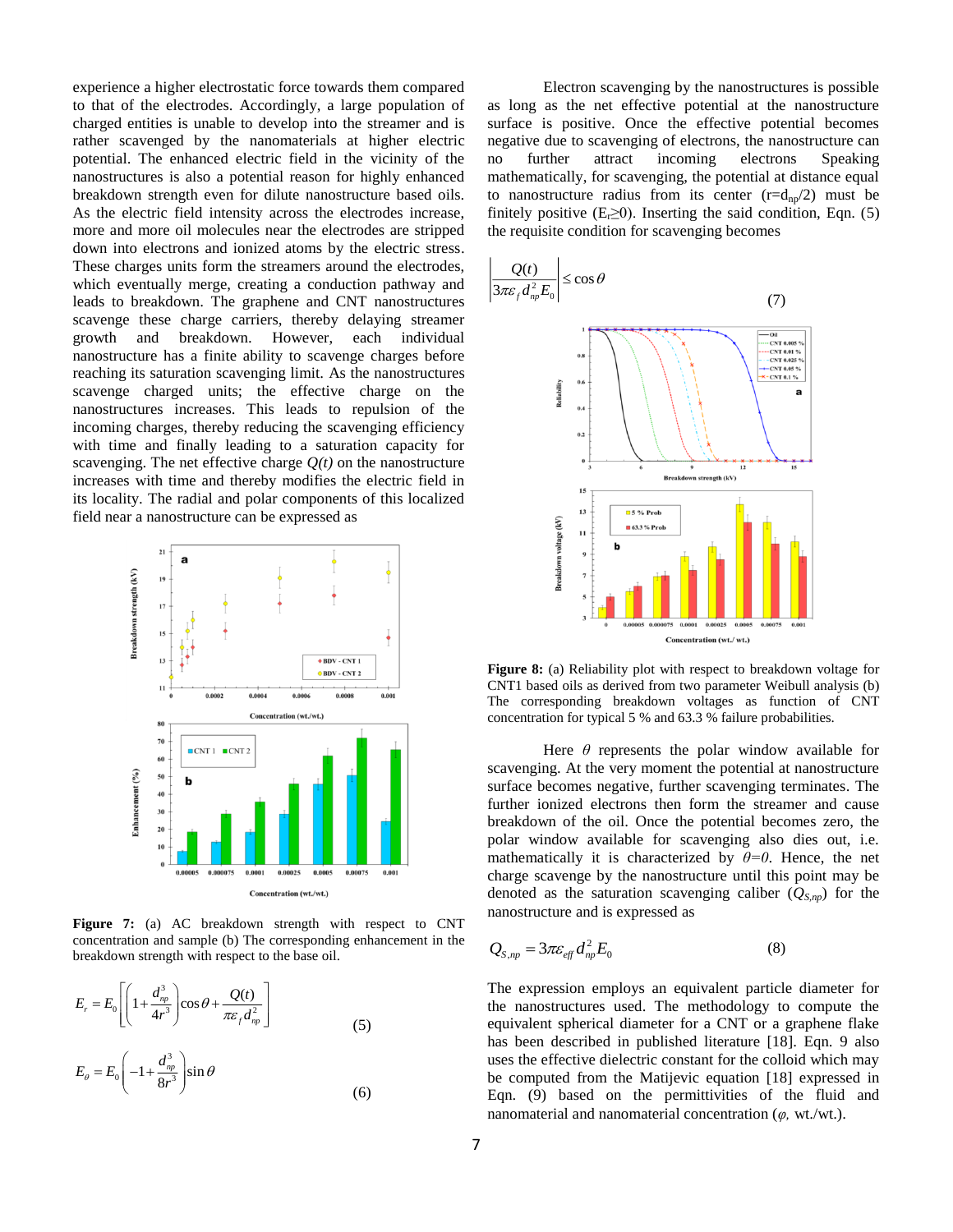experience a higher electrostatic force towards them compared to that of the electrodes. Accordingly, a large population of charged entities is unable to develop into the streamer and is rather scavenged by the nanomaterials at higher electric potential. The enhanced electric field in the vicinity of the nanostructures is also a potential reason for highly enhanced breakdown strength even for dilute nanostructure based oils. As the electric field intensity across the electrodes increase, more and more oil molecules near the electrodes are stripped down into electrons and ionized atoms by the electric stress. These charges units form the streamers around the electrodes, which eventually merge, creating a conduction pathway and leads to breakdown. The graphene and CNT nanostructures scavenge these charge carriers, thereby delaying streamer growth and breakdown. However, each individual nanostructure has a finite ability to scavenge charges before reaching its saturation scavenging limit. As the nanostructures scavenge charged units; the effective charge on the nanostructures increases. This leads to repulsion of the incoming charges, thereby reducing the scavenging efficiency with time and finally leading to a saturation capacity for scavenging. The net effective charge $Q(t)$ on the nanostructure increases with time and thereby modifies the electric field in its locality. The radial and polar components of this localized field near a nanostructure can be expressed as

**Figure 7:** (a) AC breakdown strength with respect to CNT concentration and sample (b) The corresponding enhancement in the breakdown strength with respect to the base oil.

$$E_r = E_0 \left[ \left( 1 + \frac{d_{np}^3}{4r^3} \right) \cos\theta + \frac{Q(t)}{\pi \varepsilon_f d_{np}^2} \right] \tag{5}$$

$$E_\theta = E_0 \left( -1 + \frac{d_{np}^3}{8r^3} \right) \sin\theta \tag{6}$$

Electron scavenging by the nanostructures is possible as long as the net effective potential at the nanostructure surface is positive. Once the effective potential becomes negative due to scavenging of electrons, the nanostructure can no further attract incoming electrons Speaking mathematically, for scavenging, the potential at distance equal to nanostructure radius from its center ($r=d_{np}/2$) must be finitely positive ($E_r \geq 0$). Inserting the said condition, Eqn. (5) the requisite condition for scavenging becomes

$$\left| \frac{Q(t)}{3\pi \varepsilon_f d_{np}^2 E_0} \right| \leq \cos\theta \tag{7}$$

**Figure 8:** (a) Reliability plot with respect to breakdown voltage for CNT1 based oils as derived from two parameter Weibull analysis (b) The corresponding breakdown voltages as function of CNT concentration for typical 5 % and 63.3 % failure probabilities.

Here $\theta$ represents the polar window available for scavenging. At the very moment the potential at nanostructure surface becomes negative, further scavenging terminates. The further ionized electrons then form the streamer and cause breakdown of the oil. Once the potential becomes zero, the polar window available for scavenging also dies out, i.e. mathematically it is characterized by $\theta = 0$. Hence, the net charge scavenge by the nanostructure until this point may be denoted as the saturation scavenging caliber ($Q_{S,np}$) for the nanostructure and is expressed as

$$Q_{S,np} = 3\pi \varepsilon_{eff} d_{np}^2 E_0 \tag{8}$$

The expression employs an equivalent particle diameter for the nanostructures used. The methodology to compute the equivalent spherical diameter for a CNT or a graphene flake has been described in published literature [18]. Eqn. 9 also uses the effective dielectric constant for the colloid which may be computed from the Matijevic equation [18] expressed in Eqn. (9) based on the permittivities of the fluid and nanomaterial and nanomaterial concentration ($\varphi$, wt./wt.).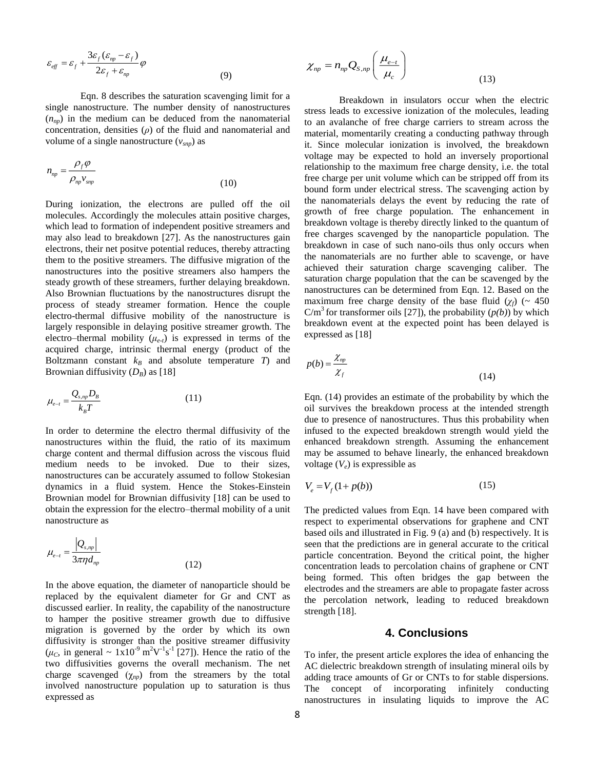$$\varepsilon_{eff} = \varepsilon_f + \frac{3\varepsilon_f(\varepsilon_{np} - \varepsilon_f)}{2\varepsilon_f + \varepsilon_{np}}\varphi \tag{9}$$

Eqn. 8 describes the saturation scavenging limit for a single nanostructure. The number density of nanostructures ($n_{np}$) in the medium can be deduced from the nanomaterial concentration, densities ($\rho$) of the fluid and nanomaterial and volume of a single nanostructure ($v_{snp}$) as

$$n_{np} = \frac{\rho_f \varphi}{\rho_{np} v_{snp}} \tag{10}$$

During ionization, the electrons are pulled off the oil molecules. Accordingly the molecules attain positive charges, which lead to formation of independent positive streamers and may also lead to breakdown [27]. As the nanostructures gain electrons, their net positve potential reduces, thereby attracting them to the positive streamers. The diffusive migration of the nanostructures into the positive streamers also hampers the steady growth of these streamers, further delaying breakdown. Also Brownian fluctuations by the nanostructures disrupt the process of steady streamer formation. Hence the couple electro-thermal diffusive mobility of the nanostructure is largely responsible in delaying positive streamer growth. The electro–thermal mobility ($\mu_{e-t}$) is expressed in terms of the acquired charge, intrinsic thermal energy (product of the Boltzmann constant $k_B$ and absolute temperature $T$) and Brownian diffusivity ($D_B$) as [18]

$$\mu_{e-t} = \frac{Q_{s,np} D_B}{k_B T} \tag{11}$$

In order to determine the electro thermal diffusivity of the nanostructures within the fluid, the ratio of its maximum charge content and thermal diffusion across the viscous fluid medium need to be invoked. Due to their sizes, nanostructures can be accurately assumed to follow Stokesian dynamics in a fluid system. Hence the Stokes-Einstein Brownian model for Brownian diffusivity [18] can be used to obtain the expression for the electro–thermal mobility of a unit nanostructure as

$$\mu_{e-t} = \frac{|Q_{s,np}|}{3\pi\eta d_{np}} \tag{12}$$

In the above equation, the diameter of nanoparticle should be replaced by the equivalent diameter for Gr and CNT as discussed earlier. In reality, the capability of the nanostructure to hamper the positive streamer growth due to diffusive migration is governed by the order by which its own diffusivity is stronger than the positive streamer diffusivity ($\mu_C$, in general ~ $1\text{x}10^{-9}$ $m^2V^{-1}s^{-1}$ [27]). Hence the ratio of the two diffusivities governs the overall mechanism. The net charge scavenged ($\chi_{np}$) from the streamers by the total involved nanostructure population up to saturation is thus expressed as

$$\chi_{np} = n_{np} Q_{S,np}\left(\frac{\mu_{e-t}}{\mu_c}\right) \tag{13}$$

Breakdown in insulators occur when the electric stress leads to excessive ionization of the molecules, leading to an avalanche of free charge carriers to stream across the material, momentarily creating a conducting pathway through it. Since molecular ionization is involved, the breakdown voltage may be expected to hold an inversely proportional relationship to the maximum free charge density, i.e. the total free charge per unit volume which can be stripped off from its bound form under electrical stress. The scavenging action by the nanomaterials delays the event by reducing the rate of growth of free charge population. The enhancement in breakdown voltage is thereby directly linked to the quantum of free charges scavenged by the nanoparticle population. The breakdown in case of such nano-oils thus only occurs when the nanomaterials are no further able to scavenge, or have achieved their saturation charge scavenging caliber. The saturation charge population that the can be scavenged by the nanostructures can be determined from Eqn. 12. Based on the maximum free charge density of the base fluid ($\chi_f$) (~ 450 $C/m^3$ for transformer oils [27]), the probability ($p(b)$) by which breakdown event at the expected point has been delayed is expressed as [18]

$$p(b) = \frac{\chi_{np}}{\chi_f} \tag{14}$$

Eqn. (14) provides an estimate of the probability by which the oil survives the breakdown process at the intended strength due to presence of nanostructures. Thus this probability when infused to the expected breakdown strength would yield the enhanced breakdown strength. Assuming the enhancement may be assumed to behave linearly, the enhanced breakdown voltage ($V_e$) is expressible as

$$V_e = V_f(1 + p(b)) \tag{15}$$

The predicted values from Eqn. 14 have been compared with respect to experimental observations for graphene and CNT based oils and illustrated in Fig. 9 (a) and (b) respectively. It is seen that the predictions are in general accurate to the critical particle concentration. Beyond the critical point, the higher concentration leads to percolation chains of graphene or CNT being formed. This often bridges the gap between the electrodes and the streamers are able to propagate faster across the percolation network, leading to reduced breakdown strength [18].

## 4. Conclusions

To infer, the present article explores the idea of enhancing the AC dielectric breakdown strength of insulating mineral oils by adding trace amounts of Gr or CNTs to for stable dispersions. The concept of incorporating infinitely conducting nanostructures in insulating liquids to improve the AC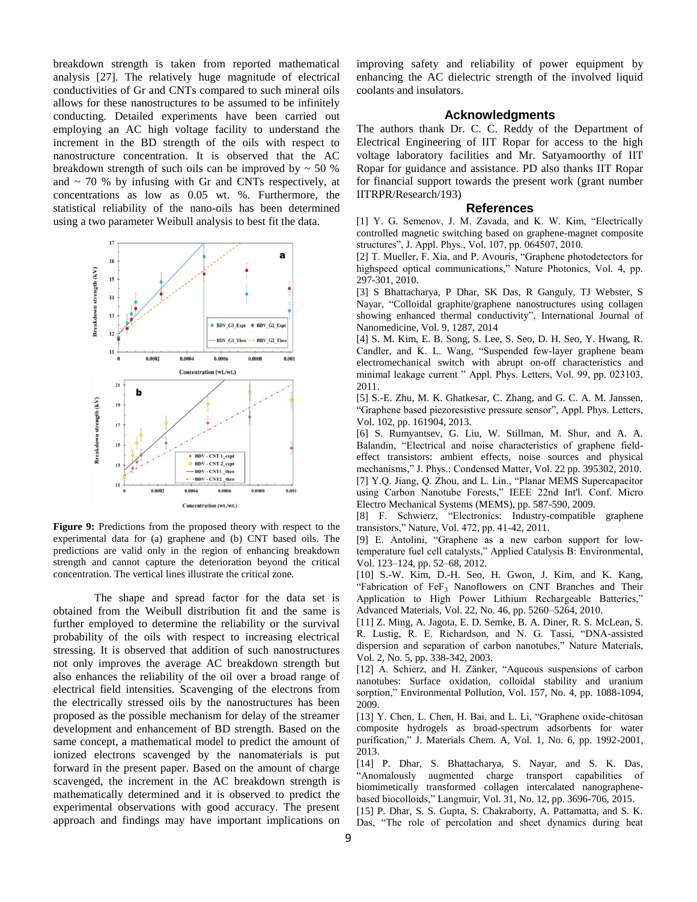breakdown strength is taken from reported mathematical analysis [27]. The relatively huge magnitude of electrical conductivities of Gr and CNTs compared to such mineral oils allows for these nanostructures to be assumed to be infinitely conducting. Detailed experiments have been carried out employing an AC high voltage facility to understand the increment in the BD strength of the oils with respect to nanostructure concentration. It is observed that the AC breakdown strength of such oils can be improved by ~ 50 % and ~ 70 % by infusing with Gr and CNTs respectively, at concentrations as low as 0.05 wt. %. Furthermore, the statistical reliability of the nano-oils has been determined using a two parameter Weibull analysis to best fit the data.

**Figure 9:** Predictions from the proposed theory with respect to the experimental data for (a) graphene and (b) CNT based oils. The predictions are valid only in the region of enhancing breakdown strength and cannot capture the deterioration beyond the critical concentration. The vertical lines illustrate the critical zone.

The shape and spread factor for the data set is obtained from the Weibull distribution fit and the same is further employed to determine the reliability or the survival probability of the oils with respect to increasing electrical stressing. It is observed that addition of such nanostructures not only improves the average AC breakdown strength but also enhances the reliability of the oil over a broad range of electrical field intensities. Scavenging of the electrons from the electrically stressed oils by the nanostructures has been proposed as the possible mechanism for delay of the streamer development and enhancement of BD strength. Based on the same concept, a mathematical model to predict the amount of ionized electrons scavenged by the nanomaterials is put forward in the present paper. Based on the amount of charge scavenged, the increment in the AC breakdown strength is mathematically determined and it is observed to predict the experimental observations with good accuracy. The present approach and findings may have important implications on improving safety and reliability of power equipment by enhancing the AC dielectric strength of the involved liquid coolants and insulators.

## Acknowledgments

The authors thank Dr. C. C. Reddy of the Department of Electrical Engineering of IIT Ropar for access to the high voltage laboratory facilities and Mr. Satyamoorthy of IIT Ropar for guidance and assistance. PD also thanks IIT Ropar for financial support towards the present work (grant number IITRPR/Research/193)

## References

[1] Y. G. Semenov, J. M. Zavada, and K. W. Kim, "Electrically controlled magnetic switching based on graphene-magnet composite structures", J. Appl. Phys., Vol. 107, pp. 064507, 2010.

[2] T. Mueller, F. Xia, and P. Avouris, "Graphene photodetectors for highspeed optical communications," Nature Photonics, Vol. 4, pp. 297-301, 2010.

[3] S Bhattacharya, P Dhar, SK Das, R Ganguly, TJ Webster, S Nayar, "Colloidal graphite/graphene nanostructures using collagen showing enhanced thermal conductivity", International Journal of Nanomedicine, Vol. 9, 1287, 2014

[4] S. M. Kim, E. B. Song, S. Lee, S. Seo, D. H. Seo, Y. Hwang, R. Candler, and K. L. Wang, "Suspended few-layer graphene beam electromechanical switch with abrupt on-off characteristics and minimal leakage current " Appl. Phys. Letters, Vol. 99, pp. 023103, 2011.

[5] S.-E. Zhu, M. K. Ghatkesar, C. Zhang, and G. C. A. M. Janssen, "Graphene based piezoresistive pressure sensor", Appl. Phys. Letters, Vol. 102, pp. 161904, 2013.

[6] S. Rumyantsev, G. Liu, W. Stillman, M. Shur, and A. A. Balandin, "Electrical and noise characteristics of graphene field-effect transistors: ambient effects, noise sources and physical mechanisms," J. Phys.: Condensed Matter, Vol. 22 pp. 395302, 2010.

[7] Y.Q. Jiang, Q. Zhou, and L. Lin., "Planar MEMS Supercapacitor using Carbon Nanotube Forests," IEEE 22nd Int'l. Conf. Micro Electro Mechanical Systems (MEMS), pp. 587-590, 2009.

[8] F. Schwierz, "Electronics: Industry-compatible graphene transistors," Nature, Vol. 472, pp. 41-42, 2011.

[9] E. Antolini, "Graphene as a new carbon support for low-temperature fuel cell catalysts," Applied Catalysis B: Environmental, Vol. 123–124, pp. 52–68, 2012.

[10] S.-W. Kim, D.-H. Seo, H. Gwon, J. Kim, and K. Kang, "Fabrication of $FeF_3$ Nanoflowers on CNT Branches and Their Application to High Power Lithium Rechargeable Batteries," Advanced Materials, Vol. 22, No. 46, pp. 5260–5264, 2010.

[11] Z. Ming, A. Jagota, E. D. Semke, B. A. Diner, R. S. McLean, S. R. Lustig, R. E. Richardson, and N. G. Tassi, "DNA-assisted dispersion and separation of carbon nanotubes," Nature Materials, Vol. 2, No. 5, pp. 338-342, 2003.

[12] A. Schierz, and H. Zänker, "Aqueous suspensions of carbon nanotubes: Surface oxidation, colloidal stability and uranium sorption," Environmental Pollution, Vol. 157, No. 4, pp. 1088-1094, 2009.

[13] Y. Chen, L. Chen, H. Bai, and L. Li, "Graphene oxide-chitosan composite hydrogels as broad-spectrum adsorbents for water purification," J. Materials Chem. A, Vol. 1, No. 6, pp. 1992-2001, 2013.

[14] P. Dhar, S. Bhattacharya, S. Nayar, and S. K. Das, "Anomalously augmented charge transport capabilities of biomimetically transformed collagen intercalated nanographene-based biocolloids," Langmuir, Vol. 31, No. 12, pp. 3696-706, 2015.

[15] P. Dhar, S. S. Gupta, S. Chakraborty, A. Pattamatta, and S. K. Das, "The role of percolation and sheet dynamics during heat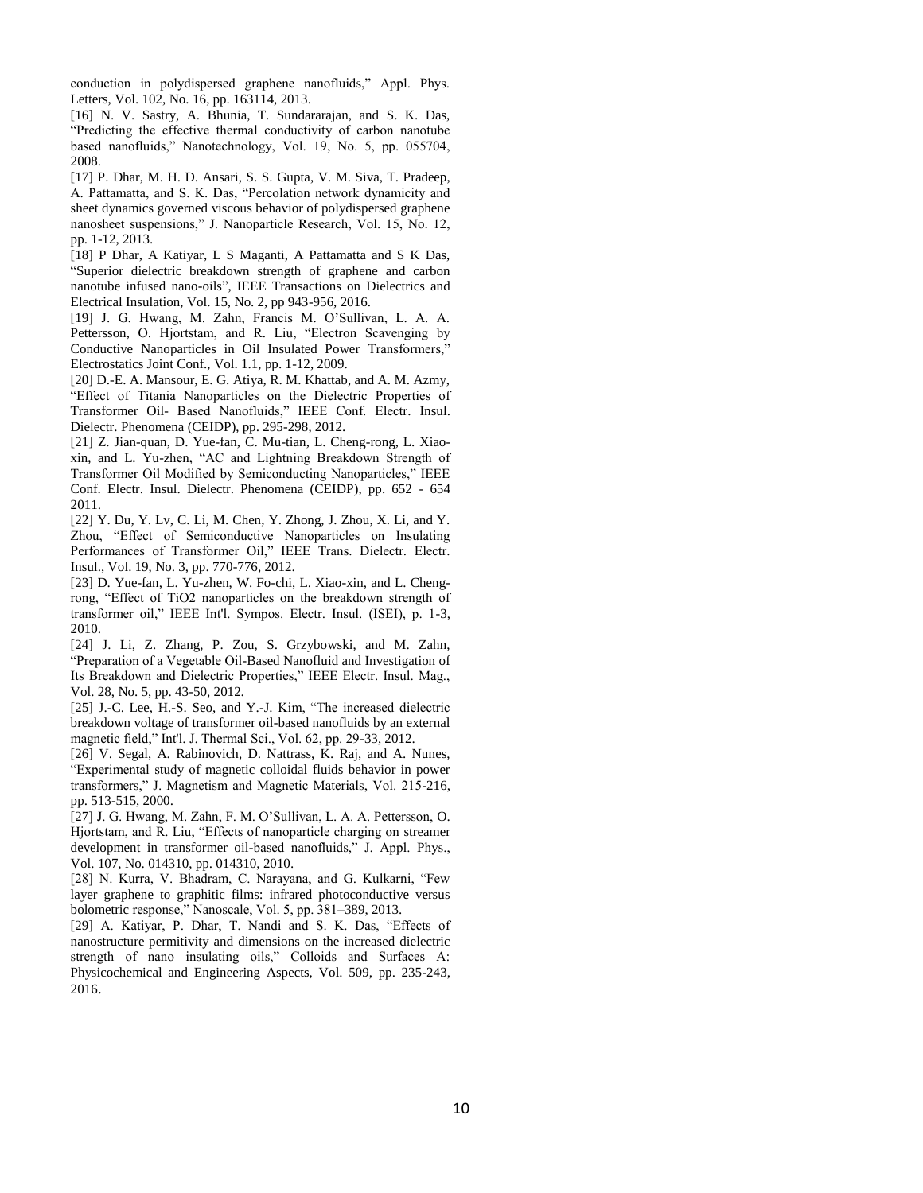conduction in polydispersed graphene nanofluids," Appl. Phys. Letters, Vol. 102, No. 16, pp. 163114, 2013.

[16] N. V. Sastry, A. Bhunia, T. Sundararajan, and S. K. Das, "Predicting the effective thermal conductivity of carbon nanotube based nanofluids," Nanotechnology, Vol. 19, No. 5, pp. 055704, 2008.

[17] P. Dhar, M. H. D. Ansari, S. S. Gupta, V. M. Siva, T. Pradeep, A. Pattamatta, and S. K. Das, "Percolation network dynamicity and sheet dynamics governed viscous behavior of polydispersed graphene nanosheet suspensions," J. Nanoparticle Research, Vol. 15, No. 12, pp. 1-12, 2013.

[18] P Dhar, A Katiyar, L S Maganti, A Pattamatta and S K Das, "Superior dielectric breakdown strength of graphene and carbon nanotube infused nano-oils", IEEE Transactions on Dielectrics and Electrical Insulation, Vol. 15, No. 2, pp 943-956, 2016.

[19] J. G. Hwang, M. Zahn, Francis M. O'Sullivan, L. A. A. Pettersson, O. Hjortstam, and R. Liu, "Electron Scavenging by Conductive Nanoparticles in Oil Insulated Power Transformers," Electrostatics Joint Conf., Vol. 1.1, pp. 1-12, 2009.

[20] D.-E. A. Mansour, E. G. Atiya, R. M. Khattab, and A. M. Azmy, "Effect of Titania Nanoparticles on the Dielectric Properties of Transformer Oil- Based Nanofluids," IEEE Conf. Electr. Insul. Dielectr. Phenomena (CEIDP), pp. 295-298, 2012.

[21] Z. Jian-quan, D. Yue-fan, C. Mu-tian, L. Cheng-rong, L. Xiao-xin, and L. Yu-zhen, "AC and Lightning Breakdown Strength of Transformer Oil Modified by Semiconducting Nanoparticles," IEEE Conf. Electr. Insul. Dielectr. Phenomena (CEIDP), pp. 652 - 654 2011.

[22] Y. Du, Y. Lv, C. Li, M. Chen, Y. Zhong, J. Zhou, X. Li, and Y. Zhou, "Effect of Semiconductive Nanoparticles on Insulating Performances of Transformer Oil," IEEE Trans. Dielectr. Electr. Insul., Vol. 19, No. 3, pp. 770-776, 2012.

[23] D. Yue-fan, L. Yu-zhen, W. Fo-chi, L. Xiao-xin, and L. Cheng-rong, "Effect of TiO2 nanoparticles on the breakdown strength of transformer oil," IEEE Int'l. Sympos. Electr. Insul. (ISEI), p. 1-3, 2010.

[24] J. Li, Z. Zhang, P. Zou, S. Grzybowski, and M. Zahn, "Preparation of a Vegetable Oil-Based Nanofluid and Investigation of Its Breakdown and Dielectric Properties," IEEE Electr. Insul. Mag., Vol. 28, No. 5, pp. 43-50, 2012.

[25] J.-C. Lee, H.-S. Seo, and Y.-J. Kim, "The increased dielectric breakdown voltage of transformer oil-based nanofluids by an external magnetic field," Int'l. J. Thermal Sci., Vol. 62, pp. 29-33, 2012.

[26] V. Segal, A. Rabinovich, D. Nattrass, K. Raj, and A. Nunes, "Experimental study of magnetic colloidal fluids behavior in power transformers," J. Magnetism and Magnetic Materials, Vol. 215-216, pp. 513-515, 2000.

[27] J. G. Hwang, M. Zahn, F. M. O'Sullivan, L. A. A. Pettersson, O. Hjortstam, and R. Liu, "Effects of nanoparticle charging on streamer development in transformer oil-based nanofluids," J. Appl. Phys., Vol. 107, No. 014310, pp. 014310, 2010.

[28] N. Kurra, V. Bhadram, C. Narayana, and G. Kulkarni, "Few layer graphene to graphitic films: infrared photoconductive versus bolometric response," Nanoscale, Vol. 5, pp. 381–389, 2013.

[29] A. Katiyar, P. Dhar, T. Nandi and S. K. Das, "Effects of nanostructure permitivity and dimensions on the increased dielectric strength of nano insulating oils," Colloids and Surfaces A: Physicochemical and Engineering Aspects, Vol. 509, pp. 235-243, 2016.